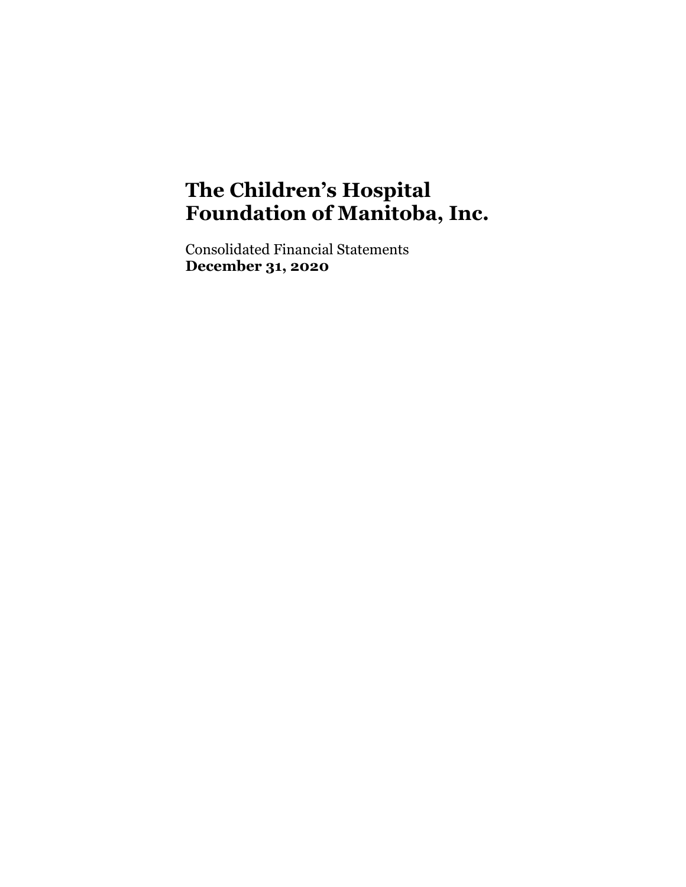# The Children's Hospital Foundation of Manitoba, Inc.

Consolidated Financial Statements
**December 31, 2020**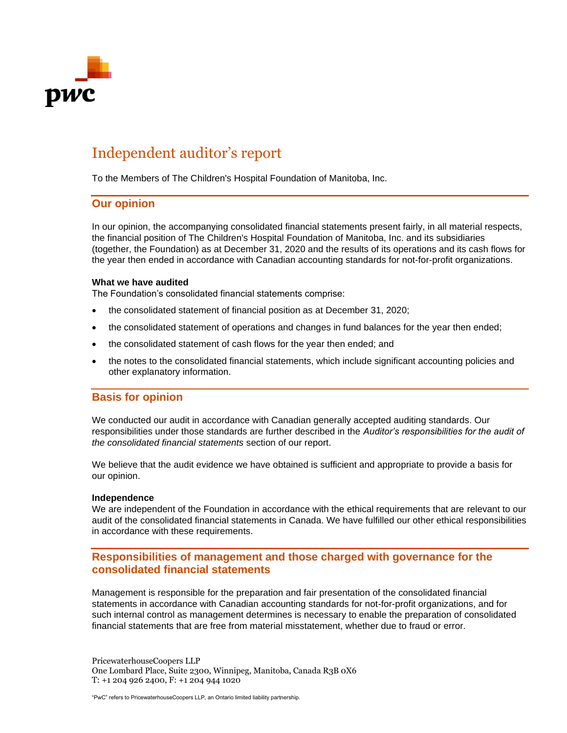# Independent auditor's report

To the Members of The Children's Hospital Foundation of Manitoba, Inc.

## Our opinion

In our opinion, the accompanying consolidated financial statements present fairly, in all material respects, the financial position of The Children's Hospital Foundation of Manitoba, Inc. and its subsidiaries (together, the Foundation) as at December 31, 2020 and the results of its operations and its cash flows for the year then ended in accordance with Canadian accounting standards for not-for-profit organizations.

**What we have audited**

The Foundation's consolidated financial statements comprise:

- the consolidated statement of financial position as at December 31, 2020;
- the consolidated statement of operations and changes in fund balances for the year then ended;
- the consolidated statement of cash flows for the year then ended; and
- the notes to the consolidated financial statements, which include significant accounting policies and other explanatory information.

## Basis for opinion

We conducted our audit in accordance with Canadian generally accepted auditing standards. Our responsibilities under those standards are further described in the *Auditor's responsibilities for the audit of the consolidated financial statements* section of our report.

We believe that the audit evidence we have obtained is sufficient and appropriate to provide a basis for our opinion.

**Independence**

We are independent of the Foundation in accordance with the ethical requirements that are relevant to our audit of the consolidated financial statements in Canada. We have fulfilled our other ethical responsibilities in accordance with these requirements.

## Responsibilities of management and those charged with governance for the consolidated financial statements

Management is responsible for the preparation and fair presentation of the consolidated financial statements in accordance with Canadian accounting standards for not-for-profit organizations, and for such internal control as management determines is necessary to enable the preparation of consolidated financial statements that are free from material misstatement, whether due to fraud or error.

PricewaterhouseCoopers LLP
One Lombard Place, Suite 2300, Winnipeg, Manitoba, Canada R3B 0X6
T: +1 204 926 2400, F: +1 204 944 1020

"PwC" refers to PricewaterhouseCoopers LLP, an Ontario limited liability partnership.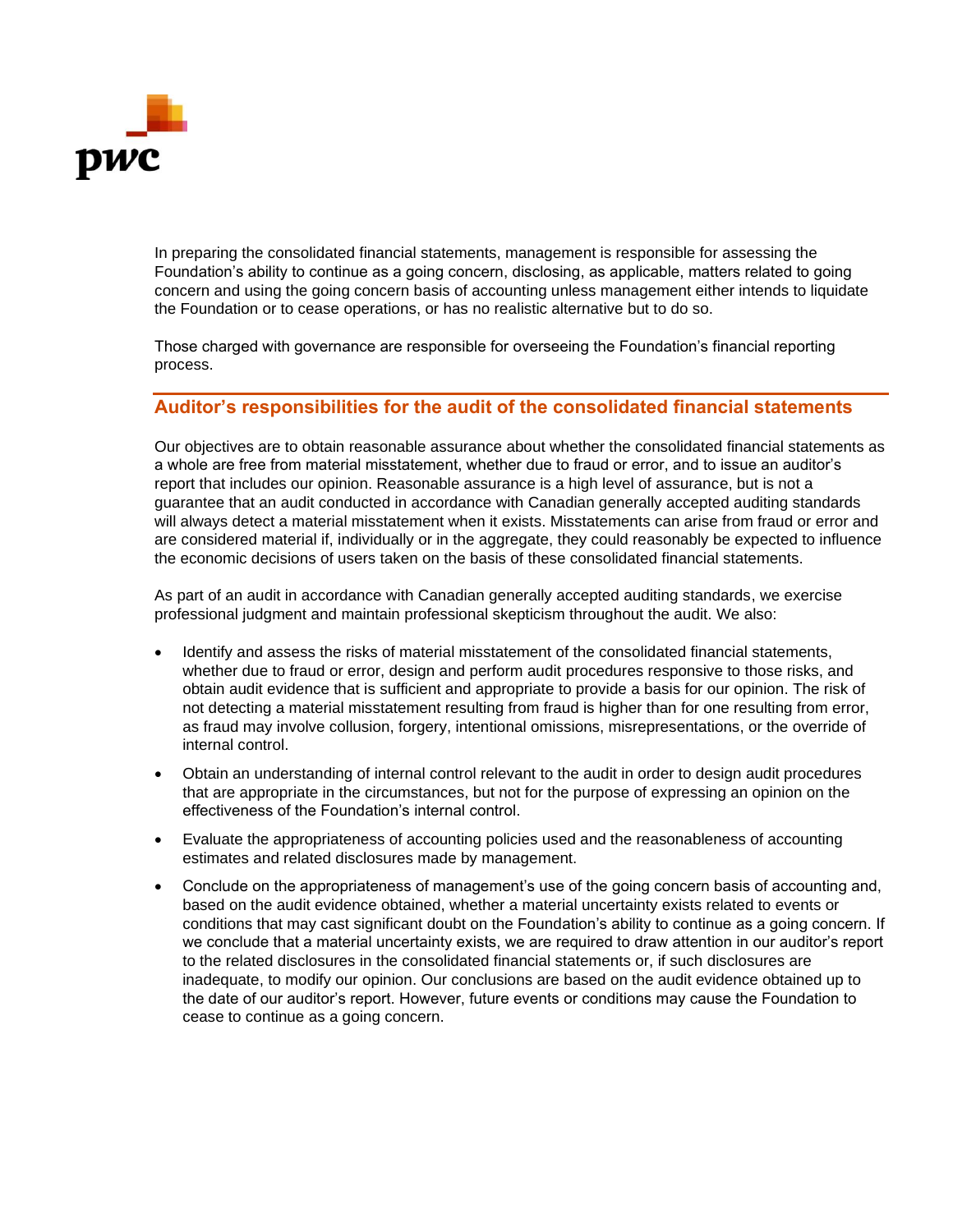In preparing the consolidated financial statements, management is responsible for assessing the Foundation's ability to continue as a going concern, disclosing, as applicable, matters related to going concern and using the going concern basis of accounting unless management either intends to liquidate the Foundation or to cease operations, or has no realistic alternative but to do so.

Those charged with governance are responsible for overseeing the Foundation's financial reporting process.

## Auditor's responsibilities for the audit of the consolidated financial statements

Our objectives are to obtain reasonable assurance about whether the consolidated financial statements as a whole are free from material misstatement, whether due to fraud or error, and to issue an auditor's report that includes our opinion. Reasonable assurance is a high level of assurance, but is not a guarantee that an audit conducted in accordance with Canadian generally accepted auditing standards will always detect a material misstatement when it exists. Misstatements can arise from fraud or error and are considered material if, individually or in the aggregate, they could reasonably be expected to influence the economic decisions of users taken on the basis of these consolidated financial statements.

As part of an audit in accordance with Canadian generally accepted auditing standards, we exercise professional judgment and maintain professional skepticism throughout the audit. We also:

- Identify and assess the risks of material misstatement of the consolidated financial statements, whether due to fraud or error, design and perform audit procedures responsive to those risks, and obtain audit evidence that is sufficient and appropriate to provide a basis for our opinion. The risk of not detecting a material misstatement resulting from fraud is higher than for one resulting from error, as fraud may involve collusion, forgery, intentional omissions, misrepresentations, or the override of internal control.
- Obtain an understanding of internal control relevant to the audit in order to design audit procedures that are appropriate in the circumstances, but not for the purpose of expressing an opinion on the effectiveness of the Foundation's internal control.
- Evaluate the appropriateness of accounting policies used and the reasonableness of accounting estimates and related disclosures made by management.
- Conclude on the appropriateness of management's use of the going concern basis of accounting and, based on the audit evidence obtained, whether a material uncertainty exists related to events or conditions that may cast significant doubt on the Foundation's ability to continue as a going concern. If we conclude that a material uncertainty exists, we are required to draw attention in our auditor's report to the related disclosures in the consolidated financial statements or, if such disclosures are inadequate, to modify our opinion. Our conclusions are based on the audit evidence obtained up to the date of our auditor's report. However, future events or conditions may cause the Foundation to cease to continue as a going concern.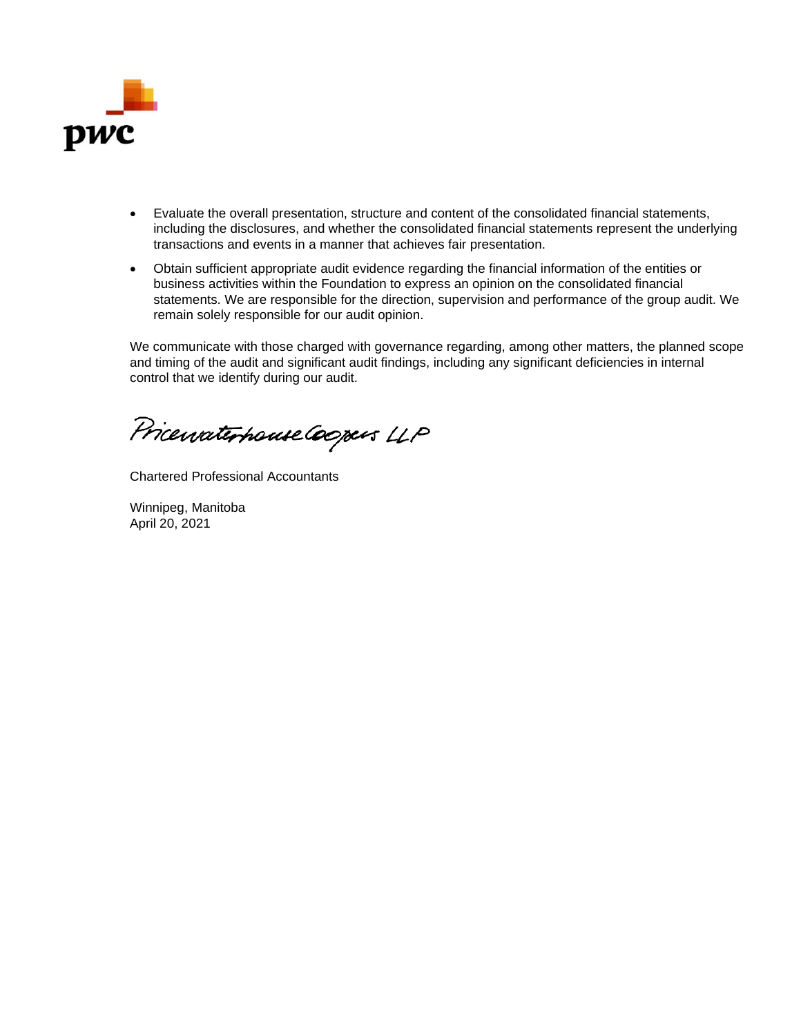- Evaluate the overall presentation, structure and content of the consolidated financial statements, including the disclosures, and whether the consolidated financial statements represent the underlying transactions and events in a manner that achieves fair presentation.
- Obtain sufficient appropriate audit evidence regarding the financial information of the entities or business activities within the Foundation to express an opinion on the consolidated financial statements. We are responsible for the direction, supervision and performance of the group audit. We remain solely responsible for our audit opinion.

We communicate with those charged with governance regarding, among other matters, the planned scope and timing of the audit and significant audit findings, including any significant deficiencies in internal control that we identify during our audit.

PricewaterhouseCoopers LLP

Chartered Professional Accountants

Winnipeg, Manitoba
April 20, 2021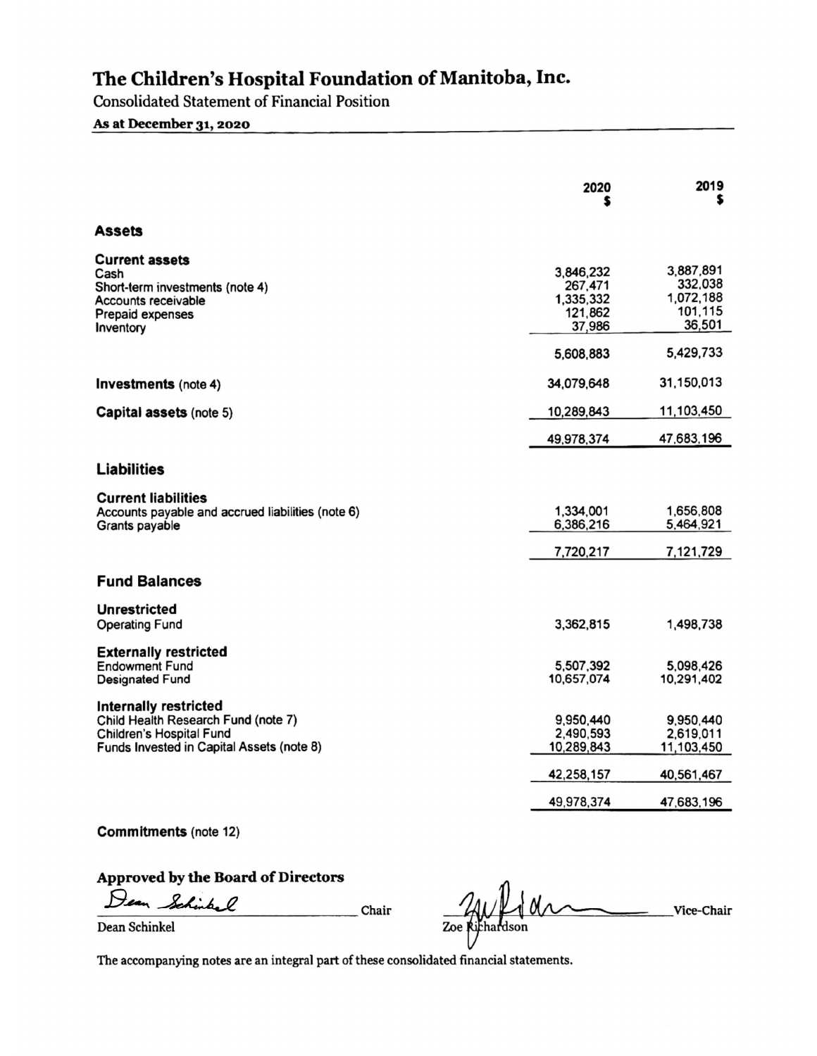# The Children's Hospital Foundation of Manitoba, Inc.

Consolidated Statement of Financial Position

**As at December 31, 2020**

| | 2020<br>$ | 2019<br>$ |
|---|---|---|
| **Assets** | | |
| **Current assets** | | |
| Cash | 3,846,232 | 3,887,891 |
| Short-term investments (note 4) | 267,471 | 332,038 |
| Accounts receivable | 1,335,332 | 1,072,188 |
| Prepaid expenses | 121,862 | 101,115 |
| Inventory | 37,986 | 36,501 |
| | 5,608,883 | 5,429,733 |
| **Investments** (note 4) | 34,079,648 | 31,150,013 |
| **Capital assets** (note 5) | 10,289,843 | 11,103,450 |
| | 49,978,374 | 47,683,196 |
| **Liabilities** | | |
| **Current liabilities** | | |
| Accounts payable and accrued liabilities (note 6) | 1,334,001 | 1,656,808 |
| Grants payable | 6,386,216 | 5,464,921 |
| | 7,720,217 | 7,121,729 |
| **Fund Balances** | | |
| **Unrestricted** | | |
| Operating Fund | 3,362,815 | 1,498,738 |
| **Externally restricted** | | |
| Endowment Fund | 5,507,392 | 5,098,426 |
| Designated Fund | 10,657,074 | 10,291,402 |
| **Internally restricted** | | |
| Child Health Research Fund (note 7) | 9,950,440 | 9,950,440 |
| Children's Hospital Fund | 2,490,593 | 2,619,011 |
| Funds Invested in Capital Assets (note 8) | 10,289,843 | 11,103,450 |
| | 42,258,157 | 40,561,467 |
| | 49,978,374 | 47,683,196 |

**Commitments** (note 12)

**Approved by the Board of Directors**

Dean Schinkel, Chair

Zoe Richardson, Vice-Chair

The accompanying notes are an integral part of these consolidated financial statements.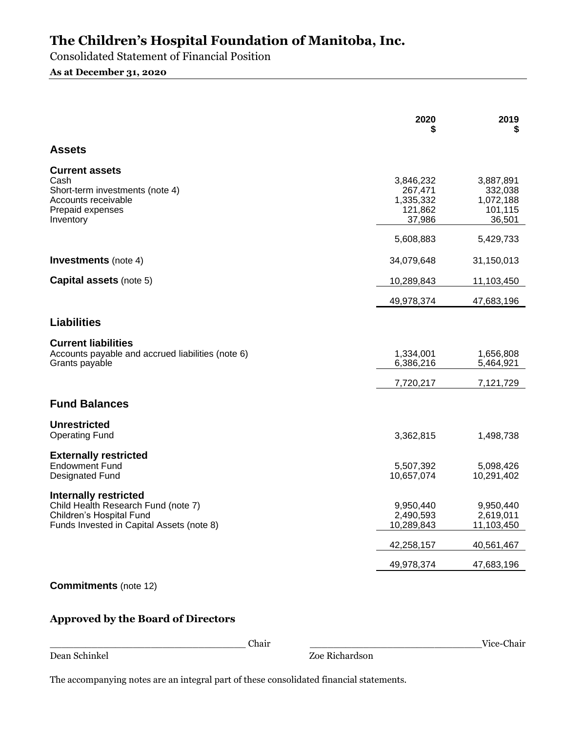# The Children's Hospital Foundation of Manitoba, Inc.

Consolidated Statement of Financial Position

**As at December 31, 2020**

| | 2020<br>$ | 2019<br>$ |
|---|---|---|
| **Assets** | | |
| **Current assets** | | |
| Cash | 3,846,232 | 3,887,891 |
| Short-term investments (note 4) | 267,471 | 332,038 |
| Accounts receivable | 1,335,332 | 1,072,188 |
| Prepaid expenses | 121,862 | 101,115 |
| Inventory | 37,986 | 36,501 |
| | 5,608,883 | 5,429,733 |
| **Investments** (note 4) | 34,079,648 | 31,150,013 |
| **Capital assets** (note 5) | 10,289,843 | 11,103,450 |
| | 49,978,374 | 47,683,196 |
| **Liabilities** | | |
| **Current liabilities** | | |
| Accounts payable and accrued liabilities (note 6) | 1,334,001 | 1,656,808 |
| Grants payable | 6,386,216 | 5,464,921 |
| | 7,720,217 | 7,121,729 |
| **Fund Balances** | | |
| **Unrestricted** | | |
| Operating Fund | 3,362,815 | 1,498,738 |
| **Externally restricted** | | |
| Endowment Fund | 5,507,392 | 5,098,426 |
| Designated Fund | 10,657,074 | 10,291,402 |
| **Internally restricted** | | |
| Child Health Research Fund (note 7) | 9,950,440 | 9,950,440 |
| Children's Hospital Fund | 2,490,593 | 2,619,011 |
| Funds Invested in Capital Assets (note 8) | 10,289,843 | 11,103,450 |
| | 42,258,157 | 40,561,467 |
| | 49,978,374 | 47,683,196 |

**Commitments** (note 12)

**Approved by the Board of Directors**

\_\_\_\_\_\_\_\_\_\_\_\_\_\_\_\_\_\_\_\_\_\_\_\_\_\_\_\_\_\_\_\_ Chair
Dean Schinkel

\_\_\_\_\_\_\_\_\_\_\_\_\_\_\_\_\_\_\_\_\_\_\_\_\_\_\_\_\_\_\_\_ Vice-Chair
Zoe Richardson

The accompanying notes are an integral part of these consolidated financial statements.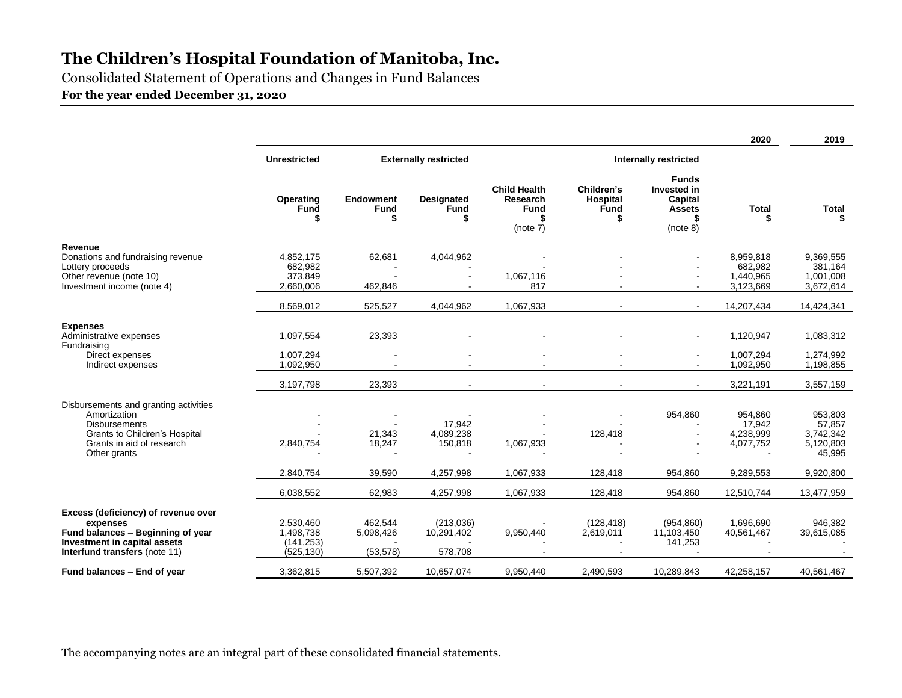# The Children's Hospital Foundation of Manitoba, Inc.

Consolidated Statement of Operations and Changes in Fund Balances

**For the year ended December 31, 2020**

| | Unrestricted | Externally restricted | | Internally restricted | | | 2020 | 2019 |
|---|---|---|---|---|---|---|---|---|
| | **Operating Fund** $ | **Endowment Fund** $ | **Designated Fund** $ | **Child Health Research Fund** $ (note 7) | **Children's Hospital Fund** $ | **Funds Invested in Capital Assets** $ (note 8) | **Total** $ | **Total** $ |
| **Revenue** | | | | | | | | |
| Donations and fundraising revenue | 4,852,175 | 62,681 | 4,044,962 | - | - | - | 8,959,818 | 9,369,555 |
| Lottery proceeds | 682,982 | - | - | - | - | - | 682,982 | 381,164 |
| Other revenue (note 10) | 373,849 | - | - | 1,067,116 | - | - | 1,440,965 | 1,001,008 |
| Investment income (note 4) | 2,660,006 | 462,846 | - | 817 | - | - | 3,123,669 | 3,672,614 |
| | 8,569,012 | 525,527 | 4,044,962 | 1,067,933 | - | - | 14,207,434 | 14,424,341 |
| **Expenses** | | | | | | | | |
| Administrative expenses | 1,097,554 | 23,393 | - | - | - | - | 1,120,947 | 1,083,312 |
| Fundraising | | | | | | | | |
| Direct expenses | 1,007,294 | - | - | - | - | - | 1,007,294 | 1,274,992 |
| Indirect expenses | 1,092,950 | - | - | - | - | - | 1,092,950 | 1,198,855 |
| | 3,197,798 | 23,393 | - | - | - | - | 3,221,191 | 3,557,159 |
| Disbursements and granting activities | | | | | | | | |
| Amortization | - | - | - | - | - | 954,860 | 954,860 | 953,803 |
| Disbursements | - | - | 17,942 | - | - | - | 17,942 | 57,857 |
| Grants to Children's Hospital | - | 21,343 | 4,089,238 | - | 128,418 | - | 4,238,999 | 3,742,342 |
| Grants in aid of research | 2,840,754 | 18,247 | 150,818 | 1,067,933 | - | - | 4,077,752 | 5,120,803 |
| Other grants | - | - | - | - | - | - | - | 45,995 |
| | 2,840,754 | 39,590 | 4,257,998 | 1,067,933 | 128,418 | 954,860 | 9,289,553 | 9,920,800 |
| | 6,038,552 | 62,983 | 4,257,998 | 1,067,933 | 128,418 | 954,860 | 12,510,744 | 13,477,959 |
| **Excess (deficiency) of revenue over expenses** | 2,530,460 | 462,544 | (213,036) | - | (128,418) | (954,860) | 1,696,690 | 946,382 |
| **Fund balances – Beginning of year** | 1,498,738 | 5,098,426 | 10,291,402 | 9,950,440 | 2,619,011 | 11,103,450 | 40,561,467 | 39,615,085 |
| **Investment in capital assets** | (141,253) | - | - | - | - | 141,253 | - | - |
| **Interfund transfers** (note 11) | (525,130) | (53,578) | 578,708 | - | - | - | - | - |
| **Fund balances – End of year** | 3,362,815 | 5,507,392 | 10,657,074 | 9,950,440 | 2,490,593 | 10,289,843 | 42,258,157 | 40,561,467 |

The accompanying notes are an integral part of these consolidated financial statements.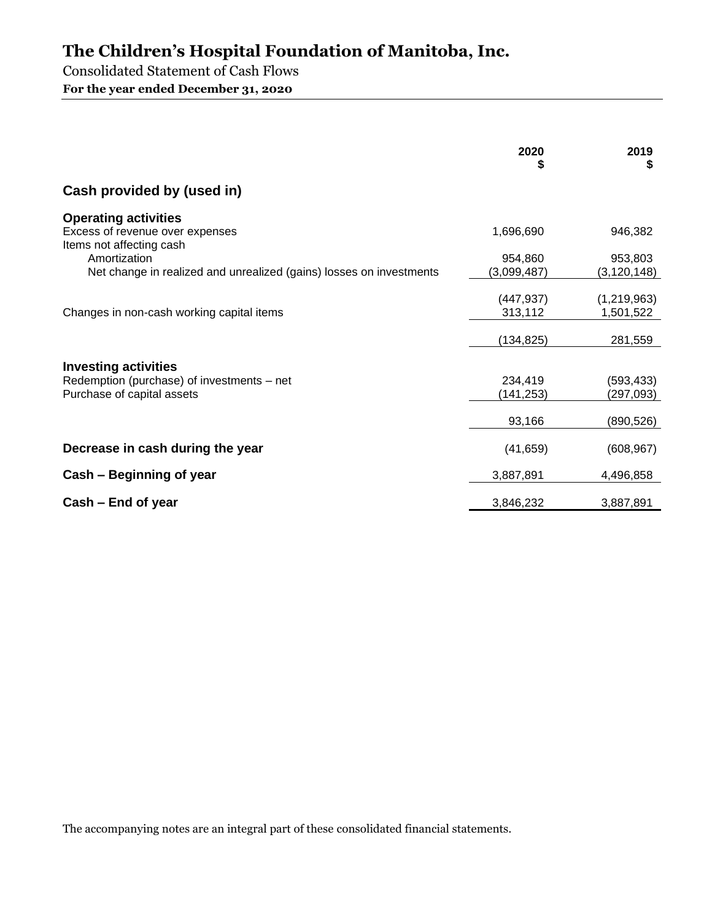# The Children's Hospital Foundation of Manitoba, Inc.

Consolidated Statement of Cash Flows

**For the year ended December 31, 2020**

| | 2020<br>$ | 2019<br>$ |
|---|---|---|
| **Cash provided by (used in)** | | |
| **Operating activities** | | |
| Excess of revenue over expenses | 1,696,690 | 946,382 |
| Items not affecting cash | | |
| Amortization | 954,860 | 953,803 |
| Net change in realized and unrealized (gains) losses on investments | (3,099,487) | (3,120,148) |
| | (447,937) | (1,219,963) |
| Changes in non-cash working capital items | 313,112 | 1,501,522 |
| | (134,825) | 281,559 |
| **Investing activities** | | |
| Redemption (purchase) of investments – net | 234,419 | (593,433) |
| Purchase of capital assets | (141,253) | (297,093) |
| | 93,166 | (890,526) |
| **Decrease in cash during the year** | (41,659) | (608,967) |
| **Cash – Beginning of year** | 3,887,891 | 4,496,858 |
| **Cash – End of year** | 3,846,232 | 3,887,891 |

The accompanying notes are an integral part of these consolidated financial statements.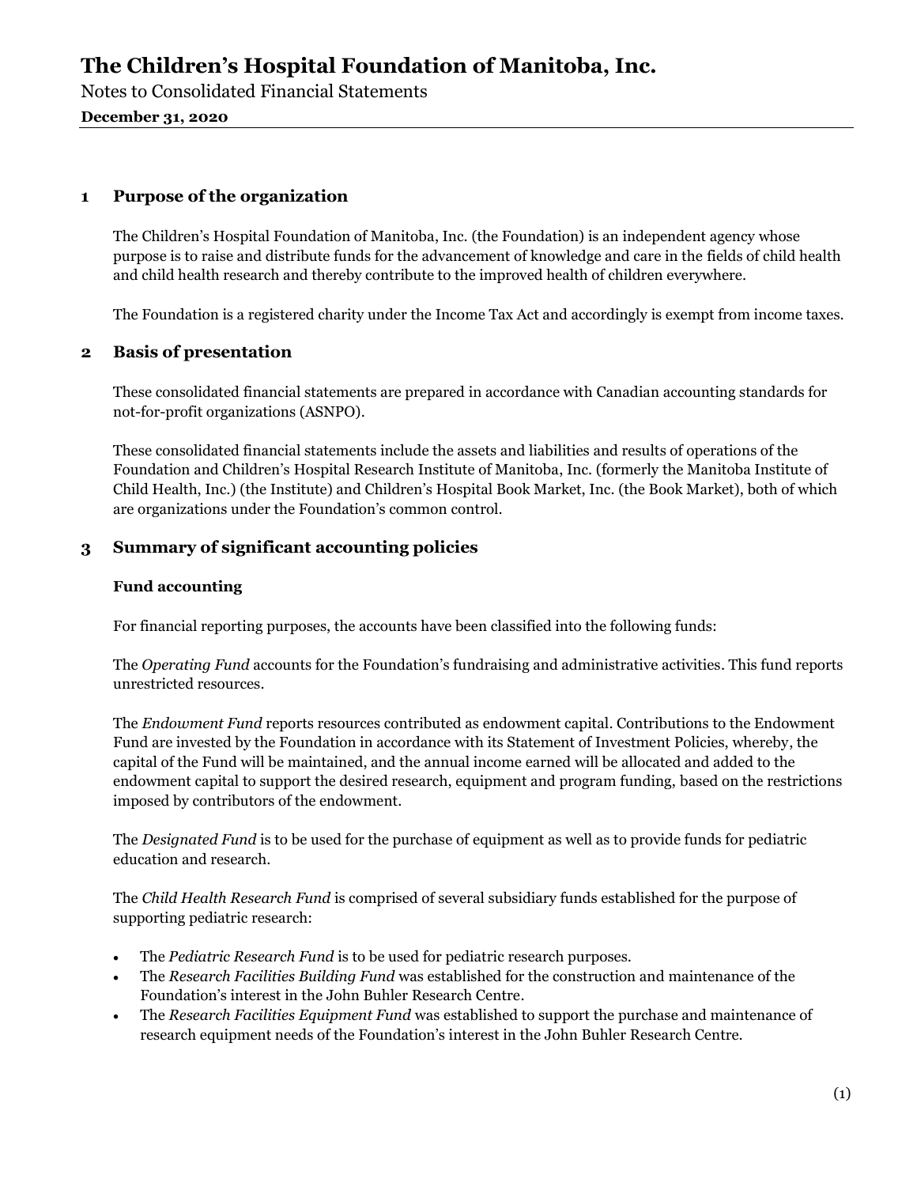## 1 Purpose of the organization

The Children's Hospital Foundation of Manitoba, Inc. (the Foundation) is an independent agency whose purpose is to raise and distribute funds for the advancement of knowledge and care in the fields of child health and child health research and thereby contribute to the improved health of children everywhere.

The Foundation is a registered charity under the Income Tax Act and accordingly is exempt from income taxes.

## 2 Basis of presentation

These consolidated financial statements are prepared in accordance with Canadian accounting standards for not-for-profit organizations (ASNPO).

These consolidated financial statements include the assets and liabilities and results of operations of the Foundation and Children's Hospital Research Institute of Manitoba, Inc. (formerly the Manitoba Institute of Child Health, Inc.) (the Institute) and Children's Hospital Book Market, Inc. (the Book Market), both of which are organizations under the Foundation's common control.

## 3 Summary of significant accounting policies

### Fund accounting

For financial reporting purposes, the accounts have been classified into the following funds:

The *Operating Fund* accounts for the Foundation's fundraising and administrative activities. This fund reports unrestricted resources.

The *Endowment Fund* reports resources contributed as endowment capital. Contributions to the Endowment Fund are invested by the Foundation in accordance with its Statement of Investment Policies, whereby, the capital of the Fund will be maintained, and the annual income earned will be allocated and added to the endowment capital to support the desired research, equipment and program funding, based on the restrictions imposed by contributors of the endowment.

The *Designated Fund* is to be used for the purchase of equipment as well as to provide funds for pediatric education and research.

The *Child Health Research Fund* is comprised of several subsidiary funds established for the purpose of supporting pediatric research:

- The *Pediatric Research Fund* is to be used for pediatric research purposes.
- The *Research Facilities Building Fund* was established for the construction and maintenance of the Foundation's interest in the John Buhler Research Centre.
- The *Research Facilities Equipment Fund* was established to support the purchase and maintenance of research equipment needs of the Foundation's interest in the John Buhler Research Centre.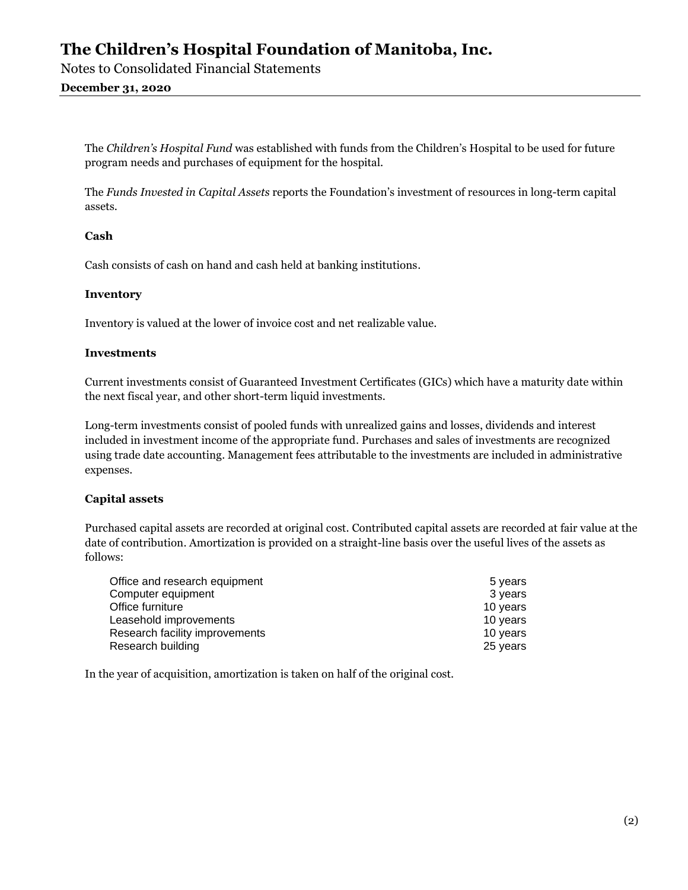The *Children's Hospital Fund* was established with funds from the Children's Hospital to be used for future program needs and purchases of equipment for the hospital.

The *Funds Invested in Capital Assets* reports the Foundation's investment of resources in long-term capital assets.

**Cash**

Cash consists of cash on hand and cash held at banking institutions.

**Inventory**

Inventory is valued at the lower of invoice cost and net realizable value.

**Investments**

Current investments consist of Guaranteed Investment Certificates (GICs) which have a maturity date within the next fiscal year, and other short-term liquid investments.

Long-term investments consist of pooled funds with unrealized gains and losses, dividends and interest included in investment income of the appropriate fund. Purchases and sales of investments are recognized using trade date accounting. Management fees attributable to the investments are included in administrative expenses.

**Capital assets**

Purchased capital assets are recorded at original cost. Contributed capital assets are recorded at fair value at the date of contribution. Amortization is provided on a straight-line basis over the useful lives of the assets as follows:

| | |
|---|---|
| Office and research equipment | 5 years |
| Computer equipment | 3 years |
| Office furniture | 10 years |
| Leasehold improvements | 10 years |
| Research facility improvements | 10 years |
| Research building | 25 years |

In the year of acquisition, amortization is taken on half of the original cost.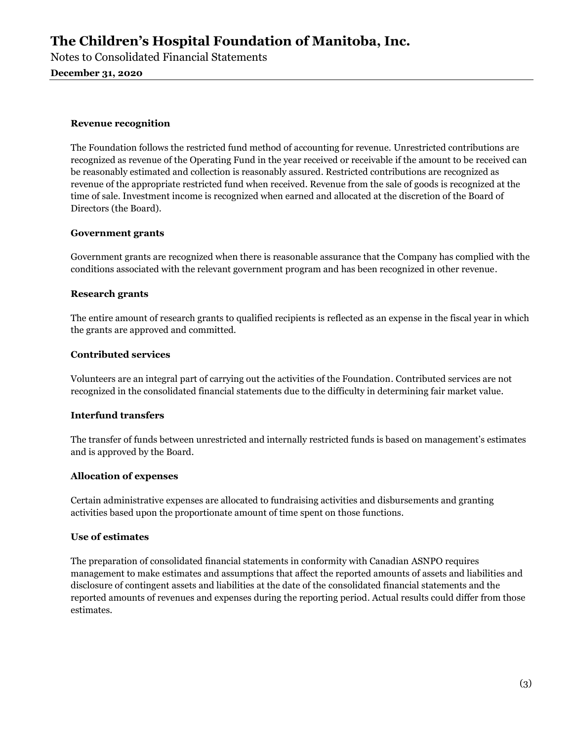**Revenue recognition**

The Foundation follows the restricted fund method of accounting for revenue. Unrestricted contributions are recognized as revenue of the Operating Fund in the year received or receivable if the amount to be received can be reasonably estimated and collection is reasonably assured. Restricted contributions are recognized as revenue of the appropriate restricted fund when received. Revenue from the sale of goods is recognized at the time of sale. Investment income is recognized when earned and allocated at the discretion of the Board of Directors (the Board).

**Government grants**

Government grants are recognized when there is reasonable assurance that the Company has complied with the conditions associated with the relevant government program and has been recognized in other revenue.

**Research grants**

The entire amount of research grants to qualified recipients is reflected as an expense in the fiscal year in which the grants are approved and committed.

**Contributed services**

Volunteers are an integral part of carrying out the activities of the Foundation. Contributed services are not recognized in the consolidated financial statements due to the difficulty in determining fair market value.

**Interfund transfers**

The transfer of funds between unrestricted and internally restricted funds is based on management's estimates and is approved by the Board.

**Allocation of expenses**

Certain administrative expenses are allocated to fundraising activities and disbursements and granting activities based upon the proportionate amount of time spent on those functions.

**Use of estimates**

The preparation of consolidated financial statements in conformity with Canadian ASNPO requires management to make estimates and assumptions that affect the reported amounts of assets and liabilities and disclosure of contingent assets and liabilities at the date of the consolidated financial statements and the reported amounts of revenues and expenses during the reporting period. Actual results could differ from those estimates.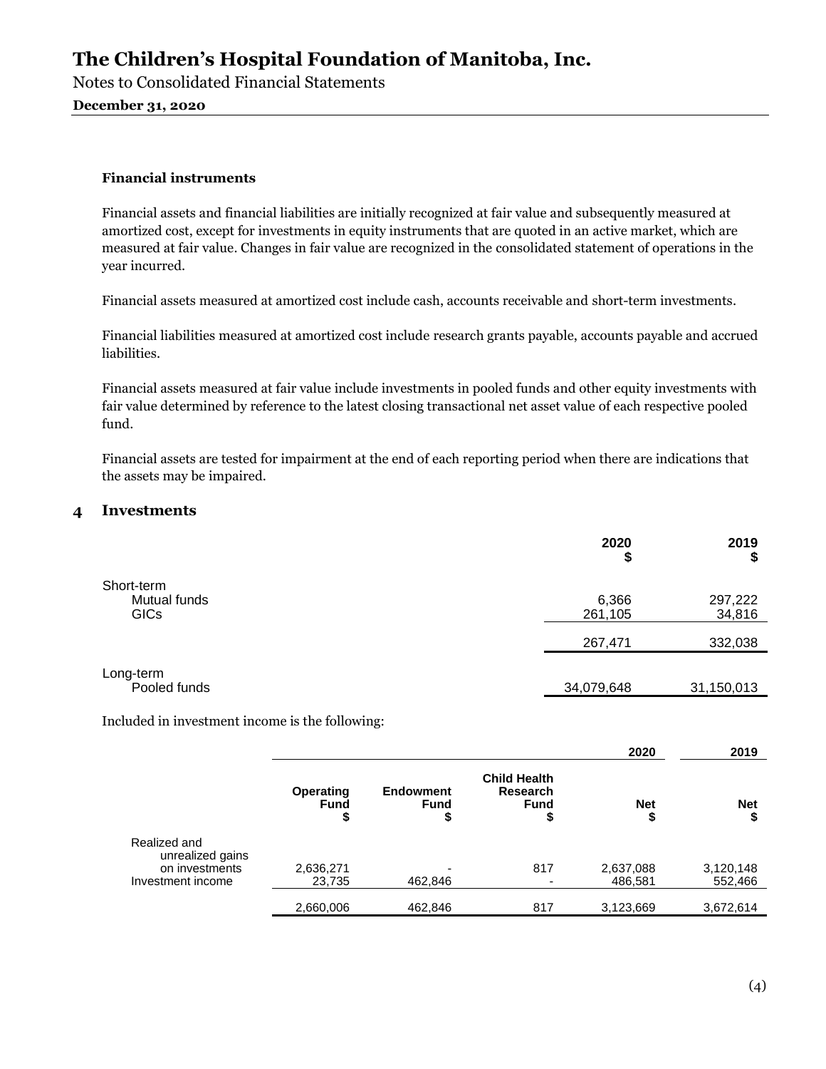**Financial instruments**

Financial assets and financial liabilities are initially recognized at fair value and subsequently measured at amortized cost, except for investments in equity instruments that are quoted in an active market, which are measured at fair value. Changes in fair value are recognized in the consolidated statement of operations in the year incurred.

Financial assets measured at amortized cost include cash, accounts receivable and short-term investments.

Financial liabilities measured at amortized cost include research grants payable, accounts payable and accrued liabilities.

Financial assets measured at fair value include investments in pooled funds and other equity investments with fair value determined by reference to the latest closing transactional net asset value of each respective pooled fund.

Financial assets are tested for impairment at the end of each reporting period when there are indications that the assets may be impaired.

## 4 Investments

| | 2020 $ | 2019 $ |
|---|---|---|
| Short-term | | |
| Mutual funds | 6,366 | 297,222 |
| GICs | 261,105 | 34,816 |
| | 267,471 | 332,038 |
| Long-term | | |
| Pooled funds | 34,079,648 | 31,150,013 |

Included in investment income is the following:

| | | | | 2020 | 2019 |
|---|---|---|---|---|---|
| | Operating Fund $ | Endowment Fund $ | Child Health Research Fund $ | Net $ | Net $ |
| Realized and unrealized gains on investments | 2,636,271 | - | 817 | 2,637,088 | 3,120,148 |
| Investment income | 23,735 | 462,846 | - | 486,581 | 552,466 |
| | 2,660,006 | 462,846 | 817 | 3,123,669 | 3,672,614 |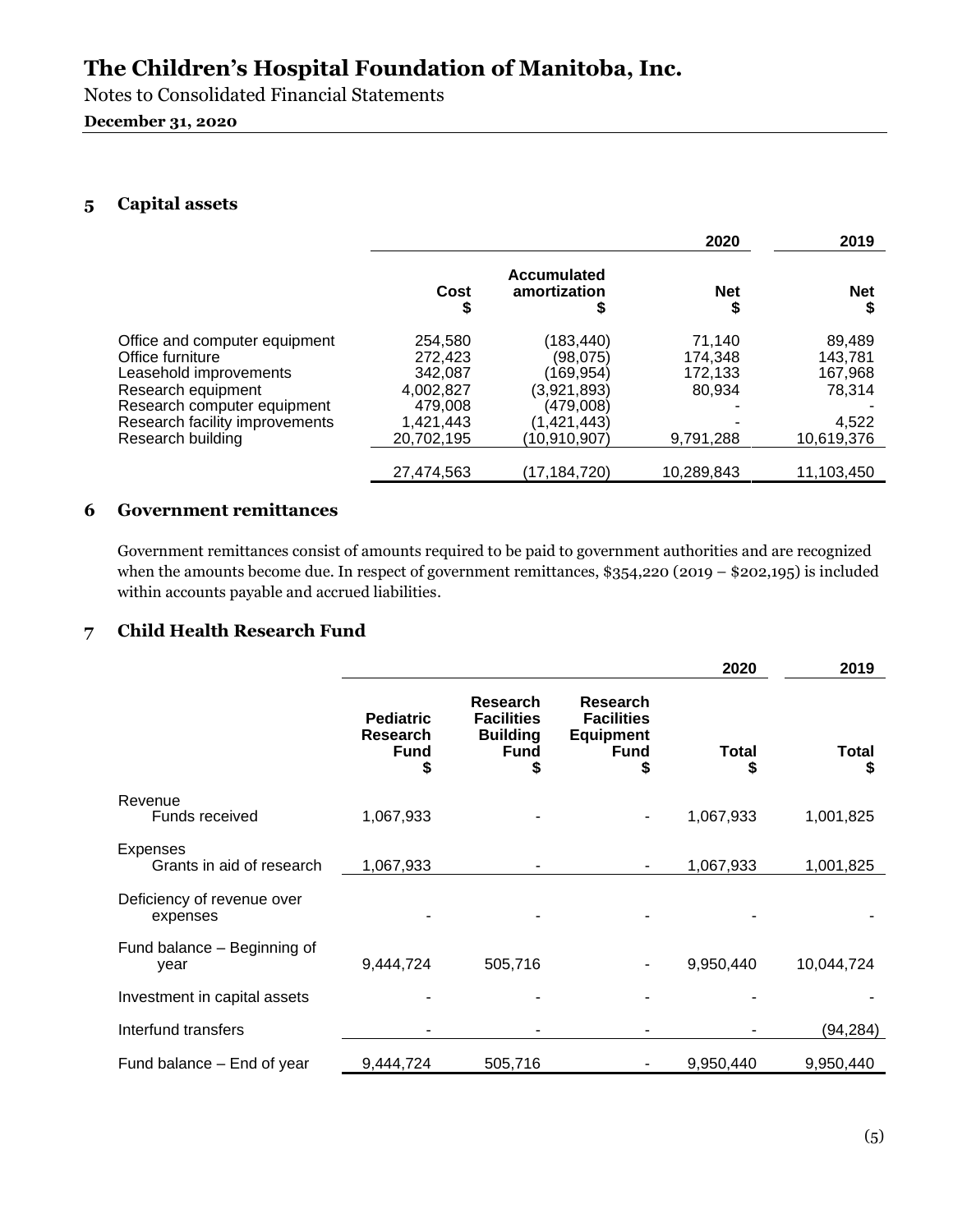# The Children's Hospital Foundation of Manitoba, Inc.

Notes to Consolidated Financial Statements

**December 31, 2020**

## 5 Capital assets

| | | | 2020 | 2019 |
|---|---|---|---|---|
| | **Cost $** | **Accumulated amortization $** | **Net $** | **Net $** |
| Office and computer equipment | 254,580 | (183,440) | 71,140 | 89,489 |
| Office furniture | 272,423 | (98,075) | 174,348 | 143,781 |
| Leasehold improvements | 342,087 | (169,954) | 172,133 | 167,968 |
| Research equipment | 4,002,827 | (3,921,893) | 80,934 | 78,314 |
| Research computer equipment | 479,008 | (479,008) | - | - |
| Research facility improvements | 1,421,443 | (1,421,443) | - | 4,522 |
| Research building | 20,702,195 | (10,910,907) | 9,791,288 | 10,619,376 |
| | 27,474,563 | (17,184,720) | 10,289,843 | 11,103,450 |

## 6 Government remittances

Government remittances consist of amounts required to be paid to government authorities and are recognized when the amounts become due. In respect of government remittances, $354,220 (2019 – $202,195) is included within accounts payable and accrued liabilities.

## 7 Child Health Research Fund

| | | | | 2020 | 2019 |
|---|---|---|---|---|---|
| | **Pediatric Research Fund $** | **Research Facilities Building Fund $** | **Research Facilities Equipment Fund $** | **Total $** | **Total $** |
| Revenue | | | | | |
| Funds received | 1,067,933 | - | - | 1,067,933 | 1,001,825 |
| Expenses | | | | | |
| Grants in aid of research | 1,067,933 | - | - | 1,067,933 | 1,001,825 |
| Deficiency of revenue over expenses | - | - | - | - | - |
| Fund balance – Beginning of year | 9,444,724 | 505,716 | - | 9,950,440 | 10,044,724 |
| Investment in capital assets | - | - | - | - | - |
| Interfund transfers | - | - | - | - | (94,284) |
| Fund balance – End of year | 9,444,724 | 505,716 | - | 9,950,440 | 9,950,440 |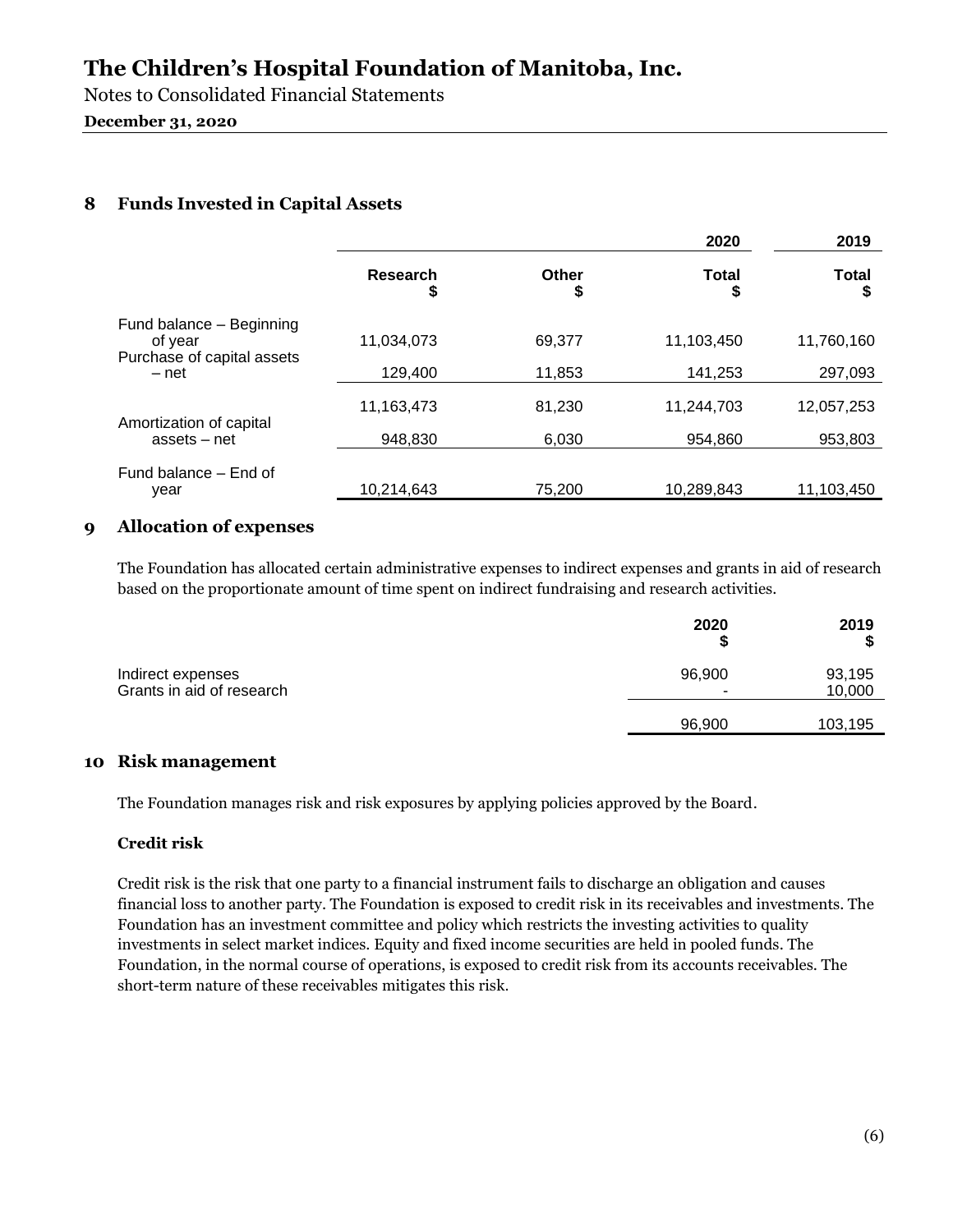## 8 Funds Invested in Capital Assets

| | | | 2020 | 2019 |
|---|---|---|---|---|
| | Research<br>$ | Other<br>$ | Total<br>$ | Total<br>$ |
| Fund balance – Beginning of year | 11,034,073 | 69,377 | 11,103,450 | 11,760,160 |
| Purchase of capital assets – net | 129,400 | 11,853 | 141,253 | 297,093 |
| | 11,163,473 | 81,230 | 11,244,703 | 12,057,253 |
| Amortization of capital assets – net | 948,830 | 6,030 | 954,860 | 953,803 |
| Fund balance – End of year | 10,214,643 | 75,200 | 10,289,843 | 11,103,450 |

## 9 Allocation of expenses

The Foundation has allocated certain administrative expenses to indirect expenses and grants in aid of research based on the proportionate amount of time spent on indirect fundraising and research activities.

| | 2020<br>$ | 2019<br>$ |
|---|---|---|
| Indirect expenses | 96,900 | 93,195 |
| Grants in aid of research | - | 10,000 |
| | 96,900 | 103,195 |

## 10 Risk management

The Foundation manages risk and risk exposures by applying policies approved by the Board.

### Credit risk

Credit risk is the risk that one party to a financial instrument fails to discharge an obligation and causes financial loss to another party. The Foundation is exposed to credit risk in its receivables and investments. The Foundation has an investment committee and policy which restricts the investing activities to quality investments in select market indices. Equity and fixed income securities are held in pooled funds. The Foundation, in the normal course of operations, is exposed to credit risk from its accounts receivables. The short-term nature of these receivables mitigates this risk.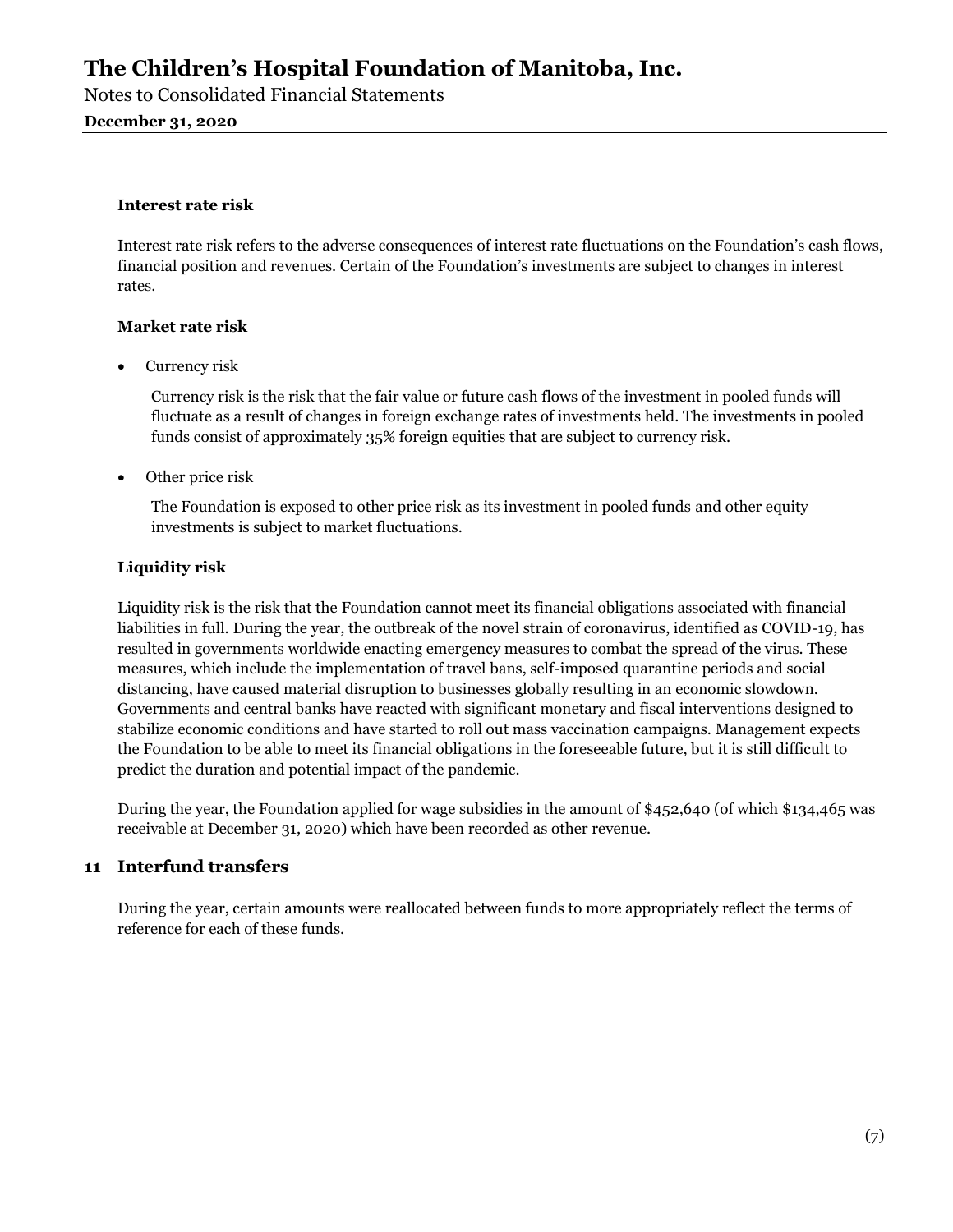### Interest rate risk

Interest rate risk refers to the adverse consequences of interest rate fluctuations on the Foundation's cash flows, financial position and revenues. Certain of the Foundation's investments are subject to changes in interest rates.

### Market rate risk

- Currency risk

  Currency risk is the risk that the fair value or future cash flows of the investment in pooled funds will fluctuate as a result of changes in foreign exchange rates of investments held. The investments in pooled funds consist of approximately 35% foreign equities that are subject to currency risk.

- Other price risk

  The Foundation is exposed to other price risk as its investment in pooled funds and other equity investments is subject to market fluctuations.

### Liquidity risk

Liquidity risk is the risk that the Foundation cannot meet its financial obligations associated with financial liabilities in full. During the year, the outbreak of the novel strain of coronavirus, identified as COVID-19, has resulted in governments worldwide enacting emergency measures to combat the spread of the virus. These measures, which include the implementation of travel bans, self-imposed quarantine periods and social distancing, have caused material disruption to businesses globally resulting in an economic slowdown. Governments and central banks have reacted with significant monetary and fiscal interventions designed to stabilize economic conditions and have started to roll out mass vaccination campaigns. Management expects the Foundation to be able to meet its financial obligations in the foreseeable future, but it is still difficult to predict the duration and potential impact of the pandemic.

During the year, the Foundation applied for wage subsidies in the amount of $452,640 (of which $134,465 was receivable at December 31, 2020) which have been recorded as other revenue.

## 11 Interfund transfers

During the year, certain amounts were reallocated between funds to more appropriately reflect the terms of reference for each of these funds.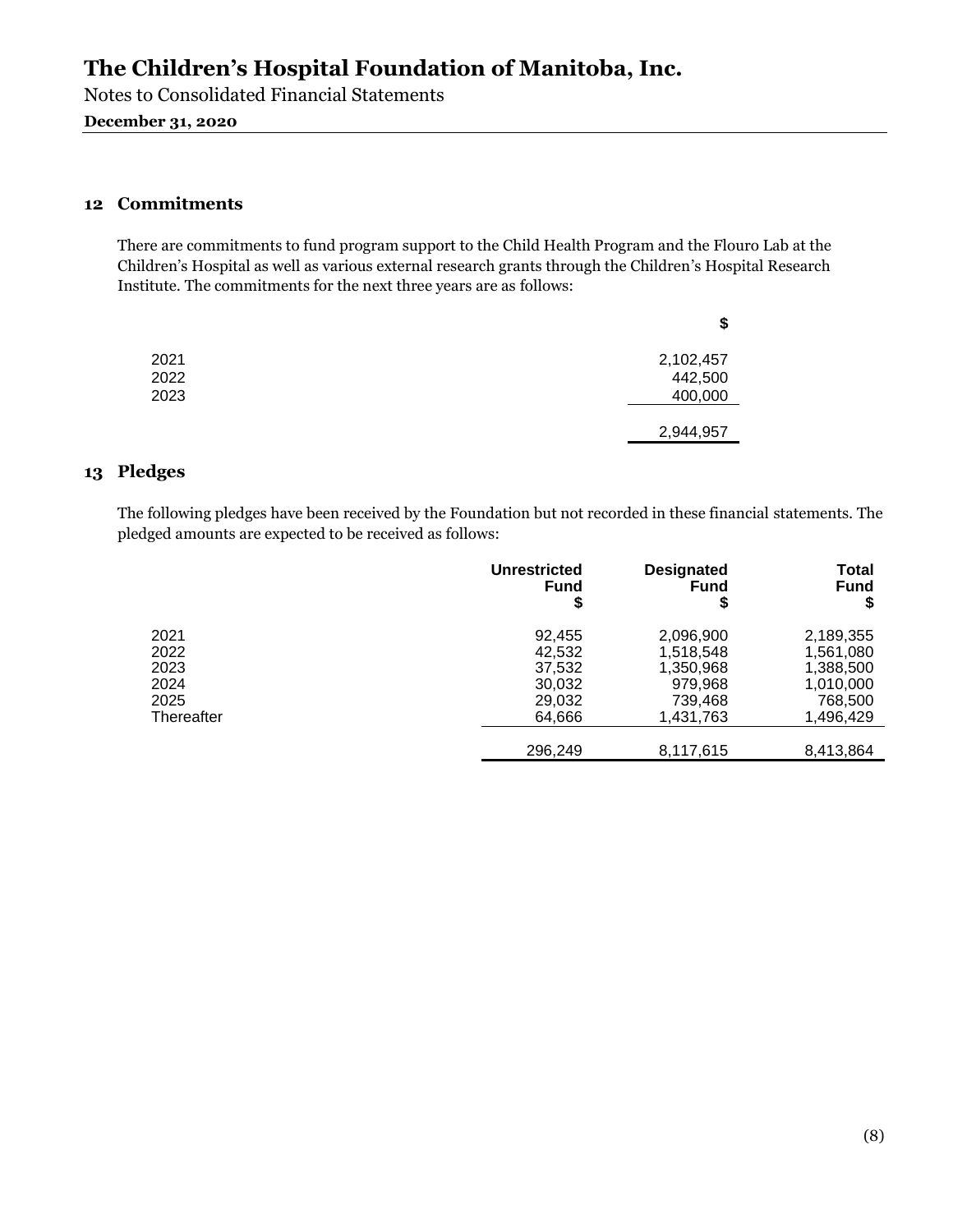# The Children's Hospital Foundation of Manitoba, Inc.

Notes to Consolidated Financial Statements

**December 31, 2020**

## 12 Commitments

There are commitments to fund program support to the Child Health Program and the Flouro Lab at the Children's Hospital as well as various external research grants through the Children's Hospital Research Institute. The commitments for the next three years are as follows:

| | $ |
|---|---|
| 2021 | 2,102,457 |
| 2022 | 442,500 |
| 2023 | 400,000 |
| | 2,944,957 |

## 13 Pledges

The following pledges have been received by the Foundation but not recorded in these financial statements. The pledged amounts are expected to be received as follows:

| | Unrestricted Fund $ | Designated Fund $ | Total Fund $ |
|---|---|---|---|
| 2021 | 92,455 | 2,096,900 | 2,189,355 |
| 2022 | 42,532 | 1,518,548 | 1,561,080 |
| 2023 | 37,532 | 1,350,968 | 1,388,500 |
| 2024 | 30,032 | 979,968 | 1,010,000 |
| 2025 | 29,032 | 739,468 | 768,500 |
| Thereafter | 64,666 | 1,431,763 | 1,496,429 |
| | 296,249 | 8,117,615 | 8,413,864 |